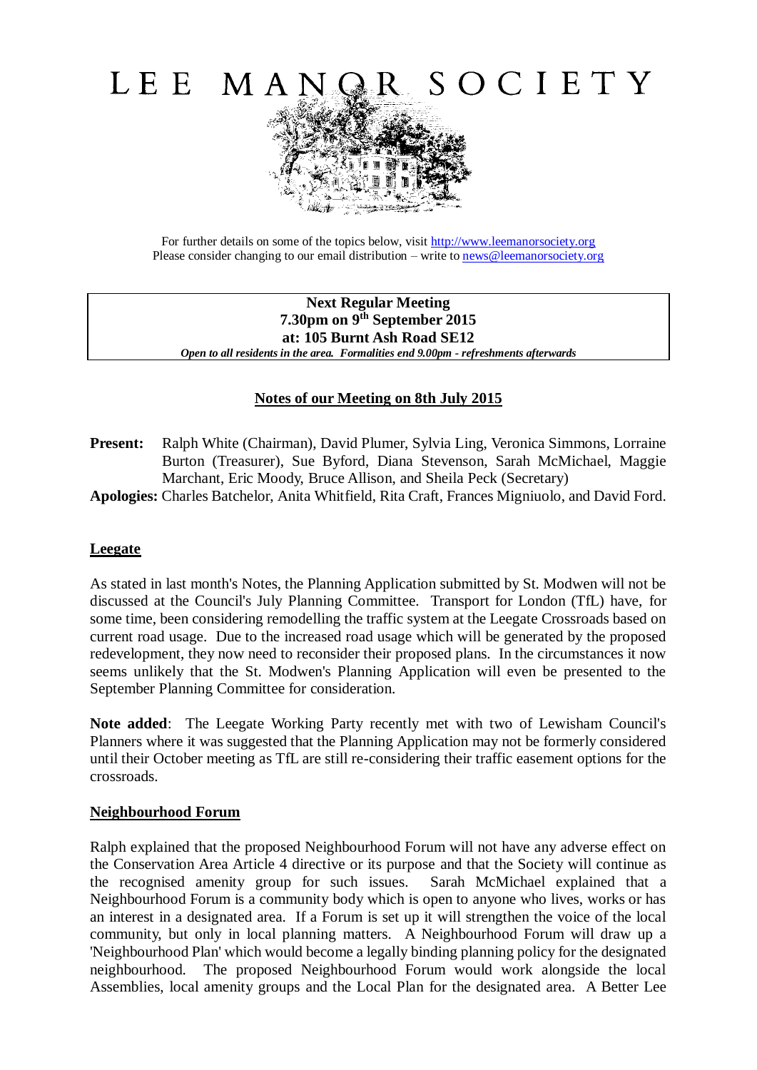# LEE MANOR SOCIETY

For further details on some of the topics below, visit http://www.leemanorsociety.org
Please consider changing to our email distribution – write to news@leemanorsociety.org

**Next Regular Meeting**
**7.30pm on 9th September 2015**
**at: 105 Burnt Ash Road SE12**
***Open to all residents in the area. Formalities end 9.00pm - refreshments afterwards***

## Notes of our Meeting on 8th July 2015

**Present:** Ralph White (Chairman), David Plumer, Sylvia Ling, Veronica Simmons, Lorraine Burton (Treasurer), Sue Byford, Diana Stevenson, Sarah McMichael, Maggie Marchant, Eric Moody, Bruce Allison, and Sheila Peck (Secretary)

**Apologies:** Charles Batchelor, Anita Whitfield, Rita Craft, Frances Migniuolo, and David Ford.

### Leegate

As stated in last month's Notes, the Planning Application submitted by St. Modwen will not be discussed at the Council's July Planning Committee. Transport for London (TfL) have, for some time, been considering remodelling the traffic system at the Leegate Crossroads based on current road usage. Due to the increased road usage which will be generated by the proposed redevelopment, they now need to reconsider their proposed plans. In the circumstances it now seems unlikely that the St. Modwen's Planning Application will even be presented to the September Planning Committee for consideration.

**Note added**: The Leegate Working Party recently met with two of Lewisham Council's Planners where it was suggested that the Planning Application may not be formerly considered until their October meeting as TfL are still re-considering their traffic easement options for the crossroads.

### Neighbourhood Forum

Ralph explained that the proposed Neighbourhood Forum will not have any adverse effect on the Conservation Area Article 4 directive or its purpose and that the Society will continue as the recognised amenity group for such issues. Sarah McMichael explained that a Neighbourhood Forum is a community body which is open to anyone who lives, works or has an interest in a designated area. If a Forum is set up it will strengthen the voice of the local community, but only in local planning matters. A Neighbourhood Forum will draw up a 'Neighbourhood Plan' which would become a legally binding planning policy for the designated neighbourhood. The proposed Neighbourhood Forum would work alongside the local Assemblies, local amenity groups and the Local Plan for the designated area. A Better Lee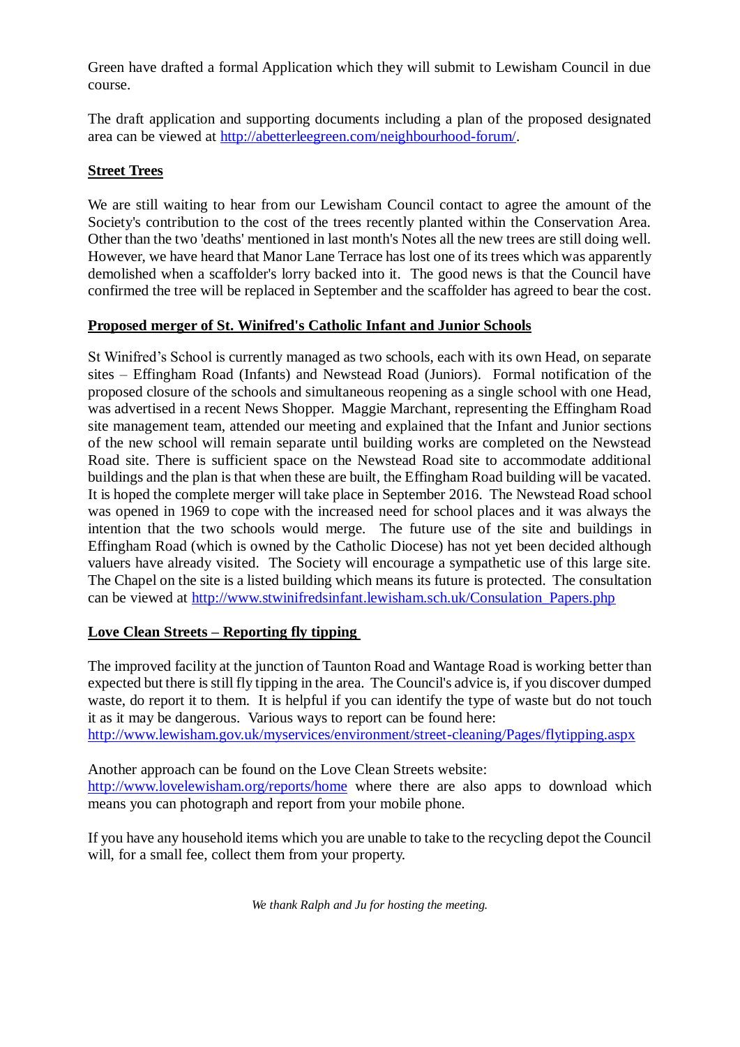Green have drafted a formal Application which they will submit to Lewisham Council in due course.

The draft application and supporting documents including a plan of the proposed designated area can be viewed at http://abetterleegreen.com/neighbourhood-forum/.

**Street Trees**

We are still waiting to hear from our Lewisham Council contact to agree the amount of the Society's contribution to the cost of the trees recently planted within the Conservation Area. Other than the two 'deaths' mentioned in last month's Notes all the new trees are still doing well. However, we have heard that Manor Lane Terrace has lost one of its trees which was apparently demolished when a scaffolder's lorry backed into it. The good news is that the Council have confirmed the tree will be replaced in September and the scaffolder has agreed to bear the cost.

**Proposed merger of St. Winifred's Catholic Infant and Junior Schools**

St Winifred's School is currently managed as two schools, each with its own Head, on separate sites – Effingham Road (Infants) and Newstead Road (Juniors). Formal notification of the proposed closure of the schools and simultaneous reopening as a single school with one Head, was advertised in a recent News Shopper. Maggie Marchant, representing the Effingham Road site management team, attended our meeting and explained that the Infant and Junior sections of the new school will remain separate until building works are completed on the Newstead Road site. There is sufficient space on the Newstead Road site to accommodate additional buildings and the plan is that when these are built, the Effingham Road building will be vacated. It is hoped the complete merger will take place in September 2016. The Newstead Road school was opened in 1969 to cope with the increased need for school places and it was always the intention that the two schools would merge. The future use of the site and buildings in Effingham Road (which is owned by the Catholic Diocese) has not yet been decided although valuers have already visited. The Society will encourage a sympathetic use of this large site. The Chapel on the site is a listed building which means its future is protected. The consultation can be viewed at http://www.stwinifredsinfant.lewisham.sch.uk/Consulation_Papers.php

**Love Clean Streets – Reporting fly tipping**

The improved facility at the junction of Taunton Road and Wantage Road is working better than expected but there is still fly tipping in the area. The Council's advice is, if you discover dumped waste, do report it to them. It is helpful if you can identify the type of waste but do not touch it as it may be dangerous. Various ways to report can be found here:
http://www.lewisham.gov.uk/myservices/environment/street-cleaning/Pages/flytipping.aspx

Another approach can be found on the Love Clean Streets website:
http://www.lovelewisham.org/reports/home where there are also apps to download which means you can photograph and report from your mobile phone.

If you have any household items which you are unable to take to the recycling depot the Council will, for a small fee, collect them from your property.

*We thank Ralph and Ju for hosting the meeting.*